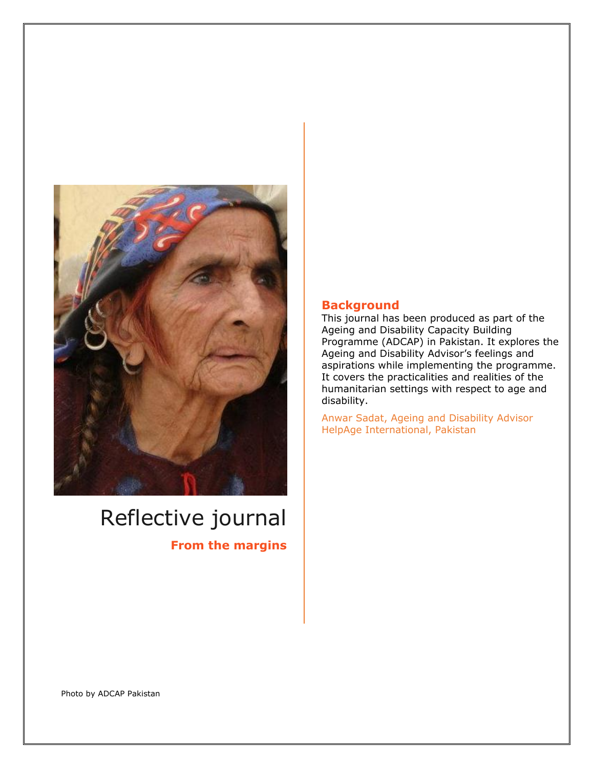# Reflective journal

**From the margins**

Photo by ADCAP Pakistan

## Background

This journal has been produced as part of the Ageing and Disability Capacity Building Programme (ADCAP) in Pakistan. It explores the Ageing and Disability Advisor's feelings and aspirations while implementing the programme. It covers the practicalities and realities of the humanitarian settings with respect to age and disability.

Anwar Sadat, Ageing and Disability Advisor
HelpAge International, Pakistan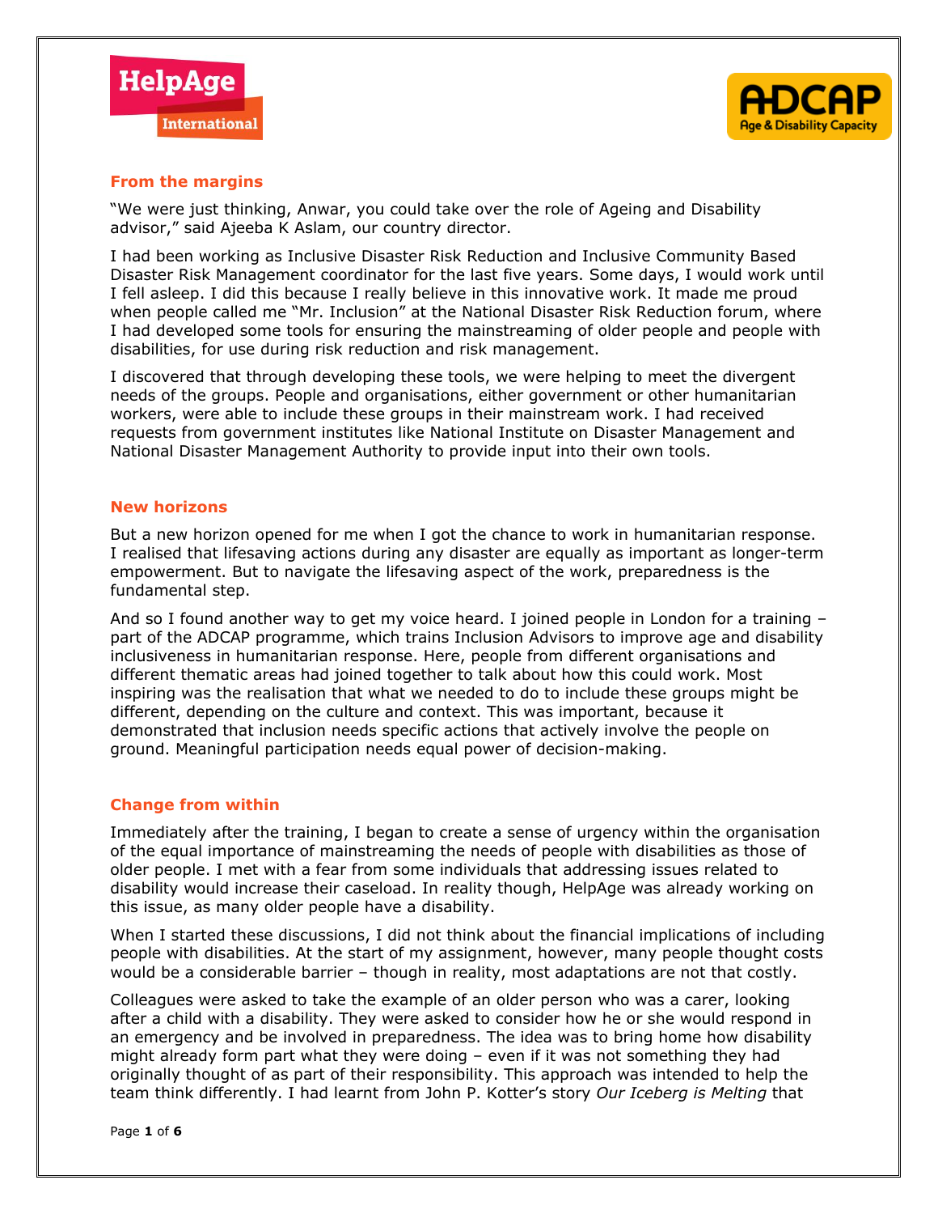## From the margins

"We were just thinking, Anwar, you could take over the role of Ageing and Disability advisor," said Ajeeba K Aslam, our country director.

I had been working as Inclusive Disaster Risk Reduction and Inclusive Community Based Disaster Risk Management coordinator for the last five years. Some days, I would work until I fell asleep. I did this because I really believe in this innovative work. It made me proud when people called me "Mr. Inclusion" at the National Disaster Risk Reduction forum, where I had developed some tools for ensuring the mainstreaming of older people and people with disabilities, for use during risk reduction and risk management.

I discovered that through developing these tools, we were helping to meet the divergent needs of the groups. People and organisations, either government or other humanitarian workers, were able to include these groups in their mainstream work. I had received requests from government institutes like National Institute on Disaster Management and National Disaster Management Authority to provide input into their own tools.

## New horizons

But a new horizon opened for me when I got the chance to work in humanitarian response. I realised that lifesaving actions during any disaster are equally as important as longer-term empowerment. But to navigate the lifesaving aspect of the work, preparedness is the fundamental step.

And so I found another way to get my voice heard. I joined people in London for a training – part of the ADCAP programme, which trains Inclusion Advisors to improve age and disability inclusiveness in humanitarian response. Here, people from different organisations and different thematic areas had joined together to talk about how this could work. Most inspiring was the realisation that what we needed to do to include these groups might be different, depending on the culture and context. This was important, because it demonstrated that inclusion needs specific actions that actively involve the people on ground. Meaningful participation needs equal power of decision-making.

## Change from within

Immediately after the training, I began to create a sense of urgency within the organisation of the equal importance of mainstreaming the needs of people with disabilities as those of older people. I met with a fear from some individuals that addressing issues related to disability would increase their caseload. In reality though, HelpAge was already working on this issue, as many older people have a disability.

When I started these discussions, I did not think about the financial implications of including people with disabilities. At the start of my assignment, however, many people thought costs would be a considerable barrier – though in reality, most adaptations are not that costly.

Colleagues were asked to take the example of an older person who was a carer, looking after a child with a disability. They were asked to consider how he or she would respond in an emergency and be involved in preparedness. The idea was to bring home how disability might already form part what they were doing – even if it was not something they had originally thought of as part of their responsibility. This approach was intended to help the team think differently. I had learnt from John P. Kotter's story *Our Iceberg is Melting* that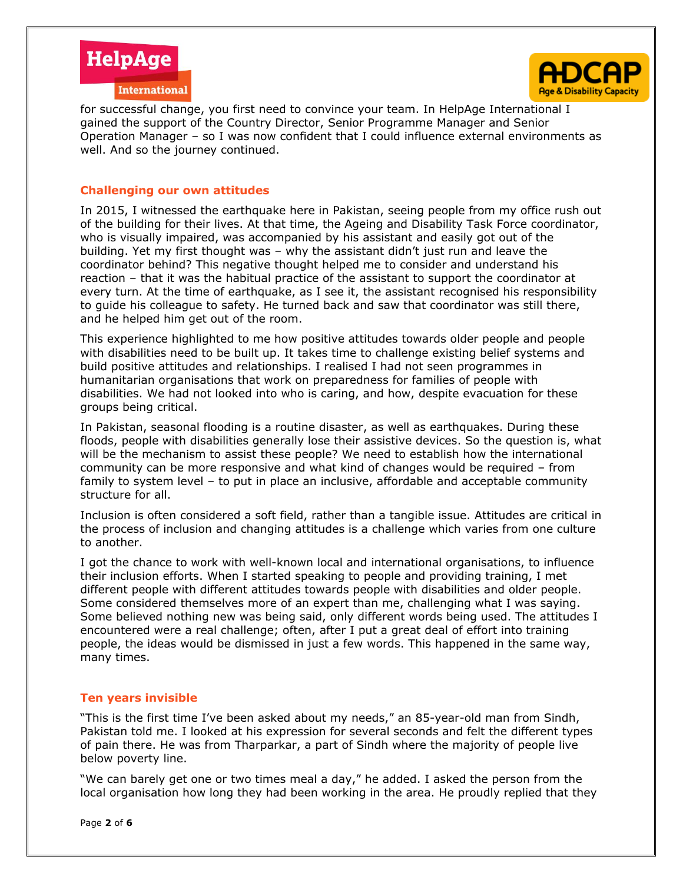for successful change, you first need to convince your team. In HelpAge International I gained the support of the Country Director, Senior Programme Manager and Senior Operation Manager – so I was now confident that I could influence external environments as well. And so the journey continued.

## Challenging our own attitudes

In 2015, I witnessed the earthquake here in Pakistan, seeing people from my office rush out of the building for their lives. At that time, the Ageing and Disability Task Force coordinator, who is visually impaired, was accompanied by his assistant and easily got out of the building. Yet my first thought was – why the assistant didn't just run and leave the coordinator behind? This negative thought helped me to consider and understand his reaction – that it was the habitual practice of the assistant to support the coordinator at every turn. At the time of earthquake, as I see it, the assistant recognised his responsibility to guide his colleague to safety. He turned back and saw that coordinator was still there, and he helped him get out of the room.

This experience highlighted to me how positive attitudes towards older people and people with disabilities need to be built up. It takes time to challenge existing belief systems and build positive attitudes and relationships. I realised I had not seen programmes in humanitarian organisations that work on preparedness for families of people with disabilities. We had not looked into who is caring, and how, despite evacuation for these groups being critical.

In Pakistan, seasonal flooding is a routine disaster, as well as earthquakes. During these floods, people with disabilities generally lose their assistive devices. So the question is, what will be the mechanism to assist these people? We need to establish how the international community can be more responsive and what kind of changes would be required – from family to system level – to put in place an inclusive, affordable and acceptable community structure for all.

Inclusion is often considered a soft field, rather than a tangible issue. Attitudes are critical in the process of inclusion and changing attitudes is a challenge which varies from one culture to another.

I got the chance to work with well-known local and international organisations, to influence their inclusion efforts. When I started speaking to people and providing training, I met different people with different attitudes towards people with disabilities and older people. Some considered themselves more of an expert than me, challenging what I was saying. Some believed nothing new was being said, only different words being used. The attitudes I encountered were a real challenge; often, after I put a great deal of effort into training people, the ideas would be dismissed in just a few words. This happened in the same way, many times.

## Ten years invisible

"This is the first time I've been asked about my needs," an 85-year-old man from Sindh, Pakistan told me. I looked at his expression for several seconds and felt the different types of pain there. He was from Tharparkar, a part of Sindh where the majority of people live below poverty line.

"We can barely get one or two times meal a day," he added. I asked the person from the local organisation how long they had been working in the area. He proudly replied that they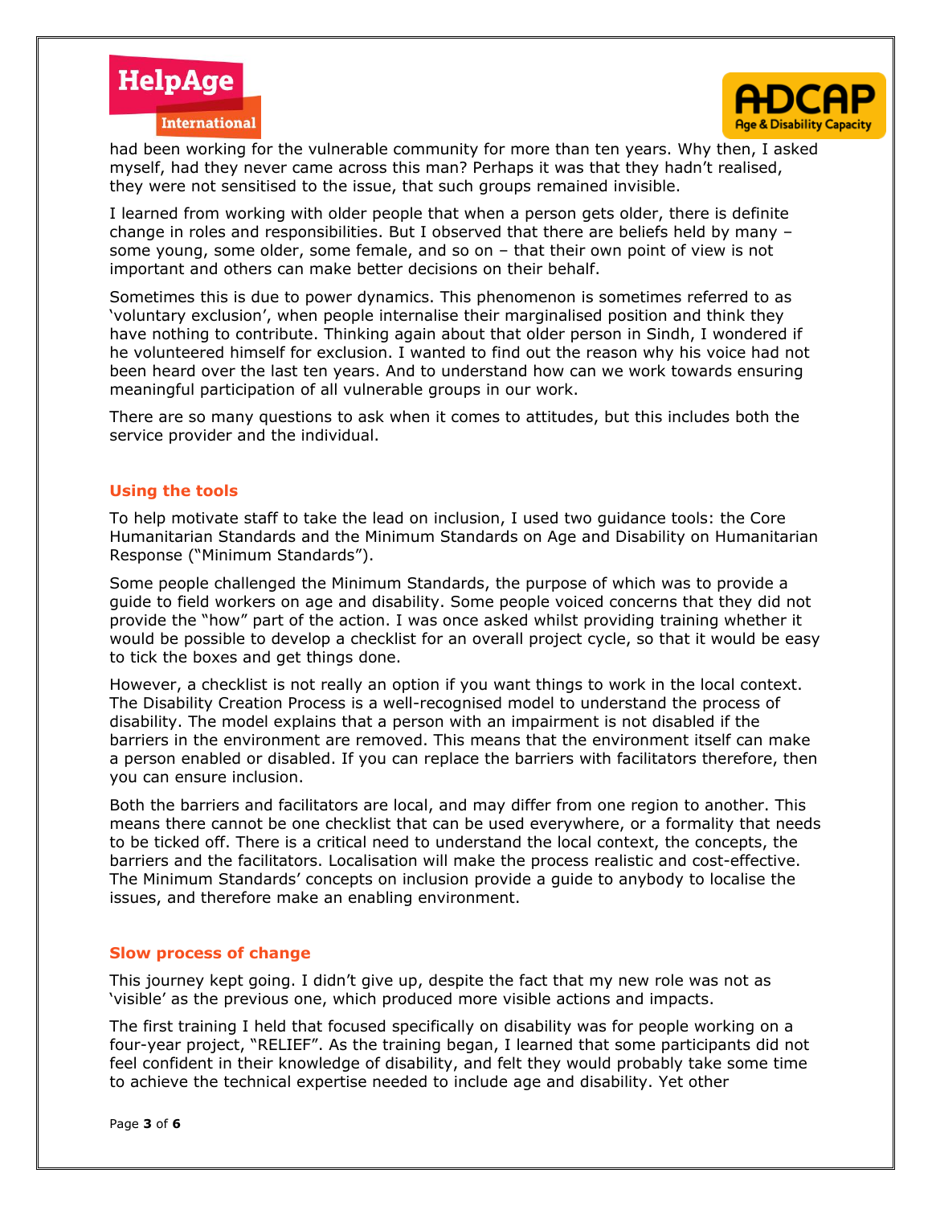had been working for the vulnerable community for more than ten years. Why then, I asked myself, had they never came across this man? Perhaps it was that they hadn't realised, they were not sensitised to the issue, that such groups remained invisible.

I learned from working with older people that when a person gets older, there is definite change in roles and responsibilities. But I observed that there are beliefs held by many – some young, some older, some female, and so on – that their own point of view is not important and others can make better decisions on their behalf.

Sometimes this is due to power dynamics. This phenomenon is sometimes referred to as 'voluntary exclusion', when people internalise their marginalised position and think they have nothing to contribute. Thinking again about that older person in Sindh, I wondered if he volunteered himself for exclusion. I wanted to find out the reason why his voice had not been heard over the last ten years. And to understand how can we work towards ensuring meaningful participation of all vulnerable groups in our work.

There are so many questions to ask when it comes to attitudes, but this includes both the service provider and the individual.

## Using the tools

To help motivate staff to take the lead on inclusion, I used two guidance tools: the Core Humanitarian Standards and the Minimum Standards on Age and Disability on Humanitarian Response ("Minimum Standards").

Some people challenged the Minimum Standards, the purpose of which was to provide a guide to field workers on age and disability. Some people voiced concerns that they did not provide the "how" part of the action. I was once asked whilst providing training whether it would be possible to develop a checklist for an overall project cycle, so that it would be easy to tick the boxes and get things done.

However, a checklist is not really an option if you want things to work in the local context. The Disability Creation Process is a well-recognised model to understand the process of disability. The model explains that a person with an impairment is not disabled if the barriers in the environment are removed. This means that the environment itself can make a person enabled or disabled. If you can replace the barriers with facilitators therefore, then you can ensure inclusion.

Both the barriers and facilitators are local, and may differ from one region to another. This means there cannot be one checklist that can be used everywhere, or a formality that needs to be ticked off. There is a critical need to understand the local context, the concepts, the barriers and the facilitators. Localisation will make the process realistic and cost-effective. The Minimum Standards' concepts on inclusion provide a guide to anybody to localise the issues, and therefore make an enabling environment.

## Slow process of change

This journey kept going. I didn't give up, despite the fact that my new role was not as 'visible' as the previous one, which produced more visible actions and impacts.

The first training I held that focused specifically on disability was for people working on a four-year project, "RELIEF". As the training began, I learned that some participants did not feel confident in their knowledge of disability, and felt they would probably take some time to achieve the technical expertise needed to include age and disability. Yet other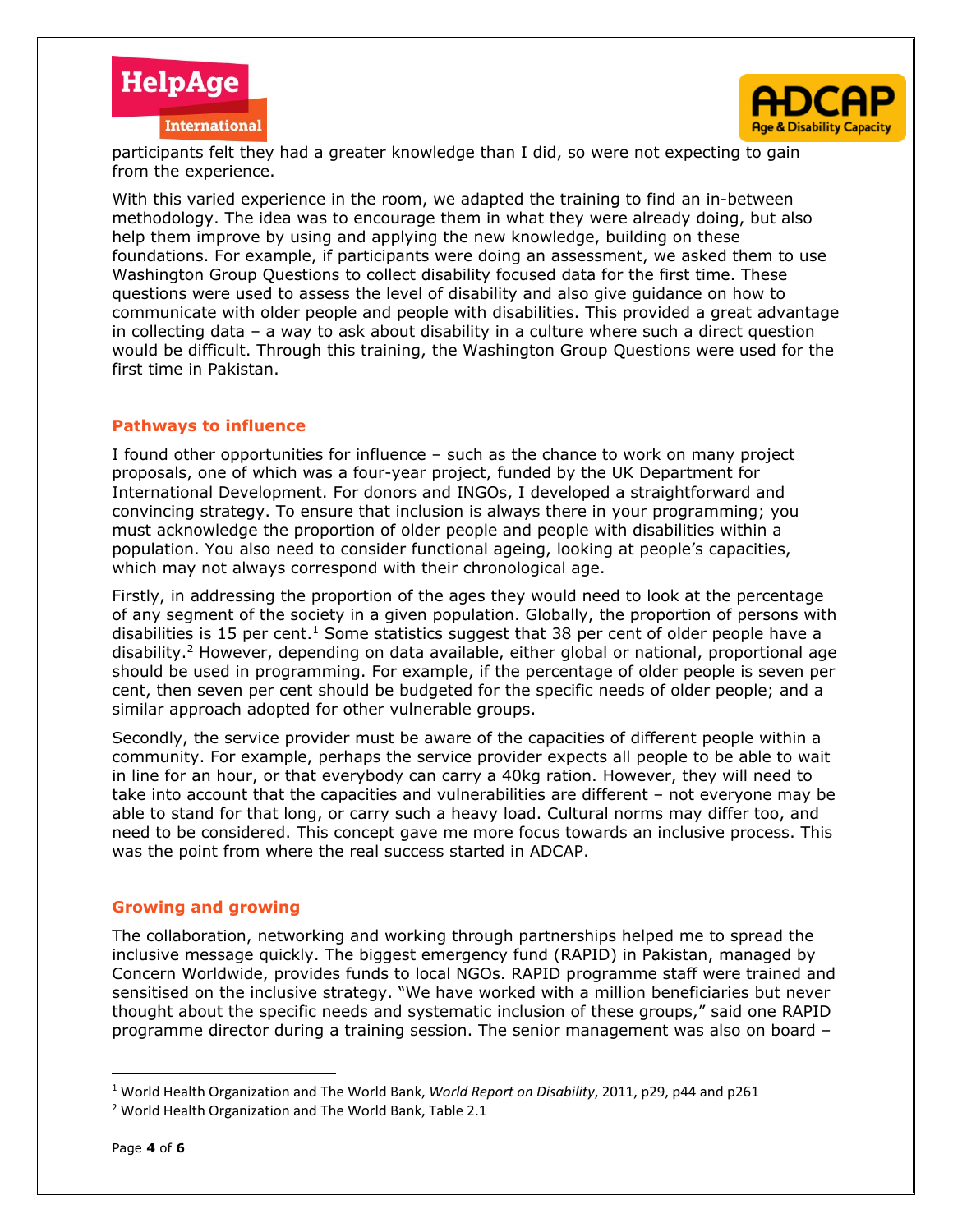participants felt they had a greater knowledge than I did, so were not expecting to gain from the experience.

With this varied experience in the room, we adapted the training to find an in-between methodology. The idea was to encourage them in what they were already doing, but also help them improve by using and applying the new knowledge, building on these foundations. For example, if participants were doing an assessment, we asked them to use Washington Group Questions to collect disability focused data for the first time. These questions were used to assess the level of disability and also give guidance on how to communicate with older people and people with disabilities. This provided a great advantage in collecting data – a way to ask about disability in a culture where such a direct question would be difficult. Through this training, the Washington Group Questions were used for the first time in Pakistan.

## Pathways to influence

I found other opportunities for influence – such as the chance to work on many project proposals, one of which was a four-year project, funded by the UK Department for International Development. For donors and INGOs, I developed a straightforward and convincing strategy. To ensure that inclusion is always there in your programming; you must acknowledge the proportion of older people and people with disabilities within a population. You also need to consider functional ageing, looking at people's capacities, which may not always correspond with their chronological age.

Firstly, in addressing the proportion of the ages they would need to look at the percentage of any segment of the society in a given population. Globally, the proportion of persons with disabilities is 15 per cent.[1] Some statistics suggest that 38 per cent of older people have a disability.[2] However, depending on data available, either global or national, proportional age should be used in programming. For example, if the percentage of older people is seven per cent, then seven per cent should be budgeted for the specific needs of older people; and a similar approach adopted for other vulnerable groups.

Secondly, the service provider must be aware of the capacities of different people within a community. For example, perhaps the service provider expects all people to be able to wait in line for an hour, or that everybody can carry a 40kg ration. However, they will need to take into account that the capacities and vulnerabilities are different – not everyone may be able to stand for that long, or carry such a heavy load. Cultural norms may differ too, and need to be considered. This concept gave me more focus towards an inclusive process. This was the point from where the real success started in ADCAP.

## Growing and growing

The collaboration, networking and working through partnerships helped me to spread the inclusive message quickly. The biggest emergency fund (RAPID) in Pakistan, managed by Concern Worldwide, provides funds to local NGOs. RAPID programme staff were trained and sensitised on the inclusive strategy. "We have worked with a million beneficiaries but never thought about the specific needs and systematic inclusion of these groups," said one RAPID programme director during a training session. The senior management was also on board –

---

[1] World Health Organization and The World Bank, *World Report on Disability*, 2011, p29, p44 and p261

[2] World Health Organization and The World Bank, Table 2.1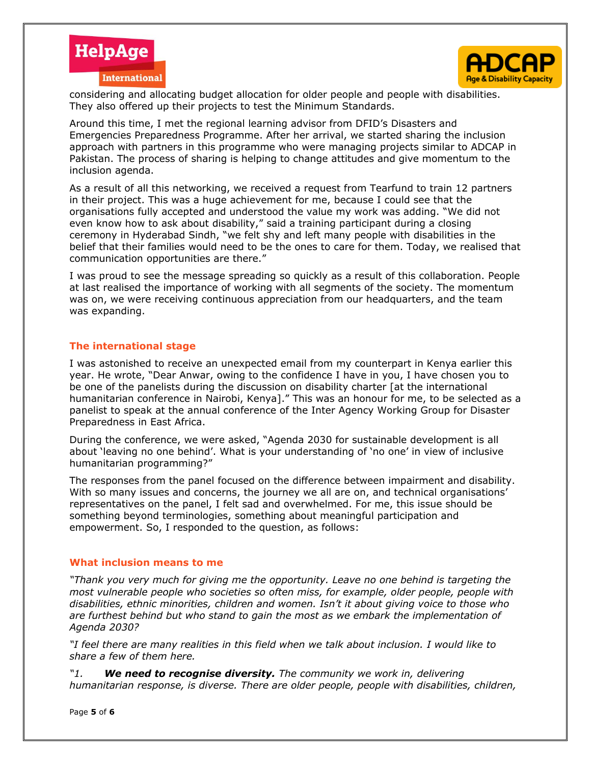considering and allocating budget allocation for older people and people with disabilities. They also offered up their projects to test the Minimum Standards.

Around this time, I met the regional learning advisor from DFID's Disasters and Emergencies Preparedness Programme. After her arrival, we started sharing the inclusion approach with partners in this programme who were managing projects similar to ADCAP in Pakistan. The process of sharing is helping to change attitudes and give momentum to the inclusion agenda.

As a result of all this networking, we received a request from Tearfund to train 12 partners in their project. This was a huge achievement for me, because I could see that the organisations fully accepted and understood the value my work was adding. "We did not even know how to ask about disability," said a training participant during a closing ceremony in Hyderabad Sindh, "we felt shy and left many people with disabilities in the belief that their families would need to be the ones to care for them. Today, we realised that communication opportunities are there."

I was proud to see the message spreading so quickly as a result of this collaboration. People at last realised the importance of working with all segments of the society. The momentum was on, we were receiving continuous appreciation from our headquarters, and the team was expanding.

## The international stage

I was astonished to receive an unexpected email from my counterpart in Kenya earlier this year. He wrote, "Dear Anwar, owing to the confidence I have in you, I have chosen you to be one of the panelists during the discussion on disability charter [at the international humanitarian conference in Nairobi, Kenya]." This was an honour for me, to be selected as a panelist to speak at the annual conference of the Inter Agency Working Group for Disaster Preparedness in East Africa.

During the conference, we were asked, "Agenda 2030 for sustainable development is all about 'leaving no one behind'. What is your understanding of 'no one' in view of inclusive humanitarian programming?"

The responses from the panel focused on the difference between impairment and disability. With so many issues and concerns, the journey we all are on, and technical organisations' representatives on the panel, I felt sad and overwhelmed. For me, this issue should be something beyond terminologies, something about meaningful participation and empowerment. So, I responded to the question, as follows:

## What inclusion means to me

*"Thank you very much for giving me the opportunity. Leave no one behind is targeting the most vulnerable people who societies so often miss, for example, older people, people with disabilities, ethnic minorities, children and women. Isn't it about giving voice to those who are furthest behind but who stand to gain the most as we embark the implementation of Agenda 2030?*

*"I feel there are many realities in this field when we talk about inclusion. I would like to share a few of them here.*

*"1. **We need to recognise diversity.** The community we work in, delivering humanitarian response, is diverse. There are older people, people with disabilities, children,*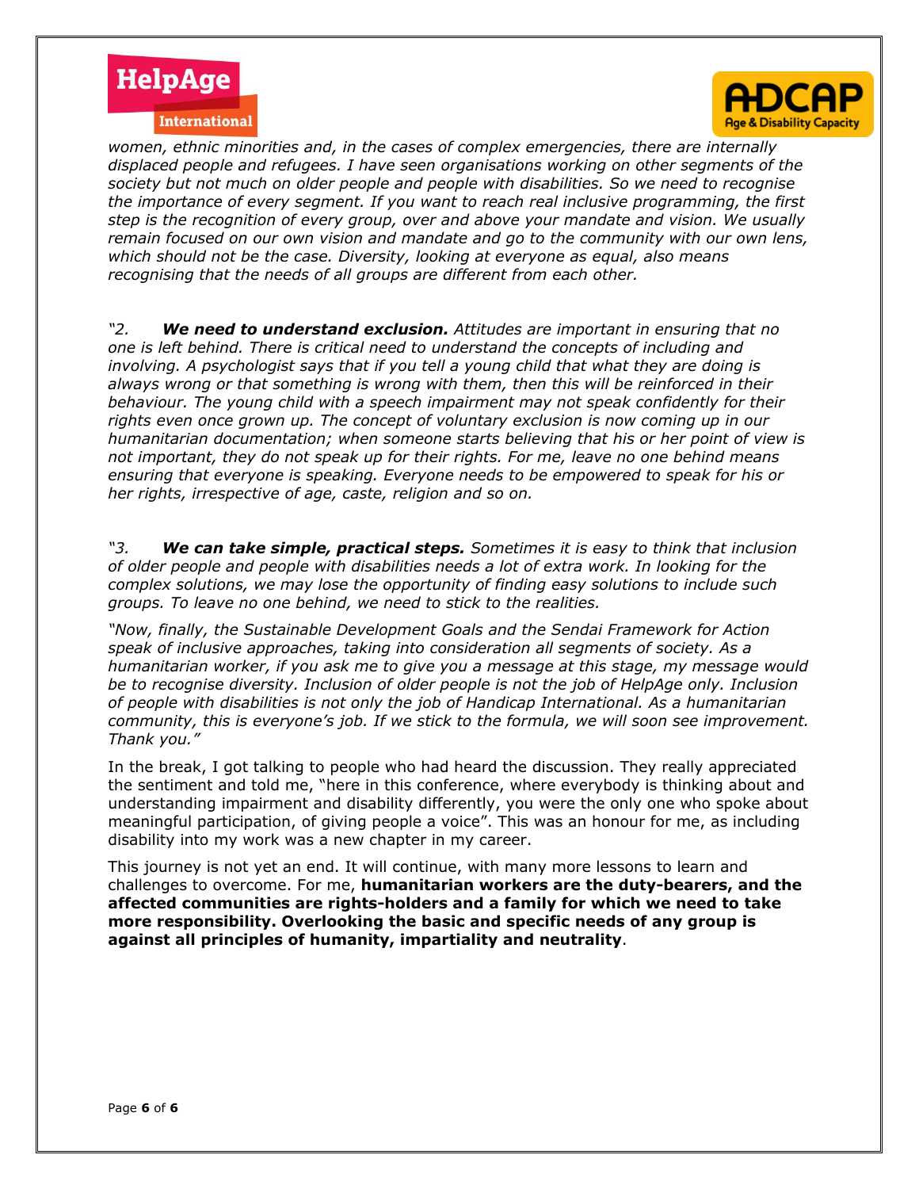*women, ethnic minorities and, in the cases of complex emergencies, there are internally displaced people and refugees. I have seen organisations working on other segments of the society but not much on older people and people with disabilities. So we need to recognise the importance of every segment. If you want to reach real inclusive programming, the first step is the recognition of every group, over and above your mandate and vision. We usually remain focused on our own vision and mandate and go to the community with our own lens, which should not be the case. Diversity, looking at everyone as equal, also means recognising that the needs of all groups are different from each other.*

*"2. **We need to understand exclusion.** Attitudes are important in ensuring that no one is left behind. There is critical need to understand the concepts of including and involving. A psychologist says that if you tell a young child that what they are doing is always wrong or that something is wrong with them, then this will be reinforced in their behaviour. The young child with a speech impairment may not speak confidently for their rights even once grown up. The concept of voluntary exclusion is now coming up in our humanitarian documentation; when someone starts believing that his or her point of view is not important, they do not speak up for their rights. For me, leave no one behind means ensuring that everyone is speaking. Everyone needs to be empowered to speak for his or her rights, irrespective of age, caste, religion and so on.*

*"3. **We can take simple, practical steps.** Sometimes it is easy to think that inclusion of older people and people with disabilities needs a lot of extra work. In looking for the complex solutions, we may lose the opportunity of finding easy solutions to include such groups. To leave no one behind, we need to stick to the realities.*

*"Now, finally, the Sustainable Development Goals and the Sendai Framework for Action speak of inclusive approaches, taking into consideration all segments of society. As a humanitarian worker, if you ask me to give you a message at this stage, my message would be to recognise diversity. Inclusion of older people is not the job of HelpAge only. Inclusion of people with disabilities is not only the job of Handicap International. As a humanitarian community, this is everyone's job. If we stick to the formula, we will soon see improvement. Thank you."*

In the break, I got talking to people who had heard the discussion. They really appreciated the sentiment and told me, "here in this conference, where everybody is thinking about and understanding impairment and disability differently, you were the only one who spoke about meaningful participation, of giving people a voice". This was an honour for me, as including disability into my work was a new chapter in my career.

This journey is not yet an end. It will continue, with many more lessons to learn and challenges to overcome. For me, **humanitarian workers are the duty-bearers, and the affected communities are rights-holders and a family for which we need to take more responsibility. Overlooking the basic and specific needs of any group is against all principles of humanity, impartiality and neutrality**.